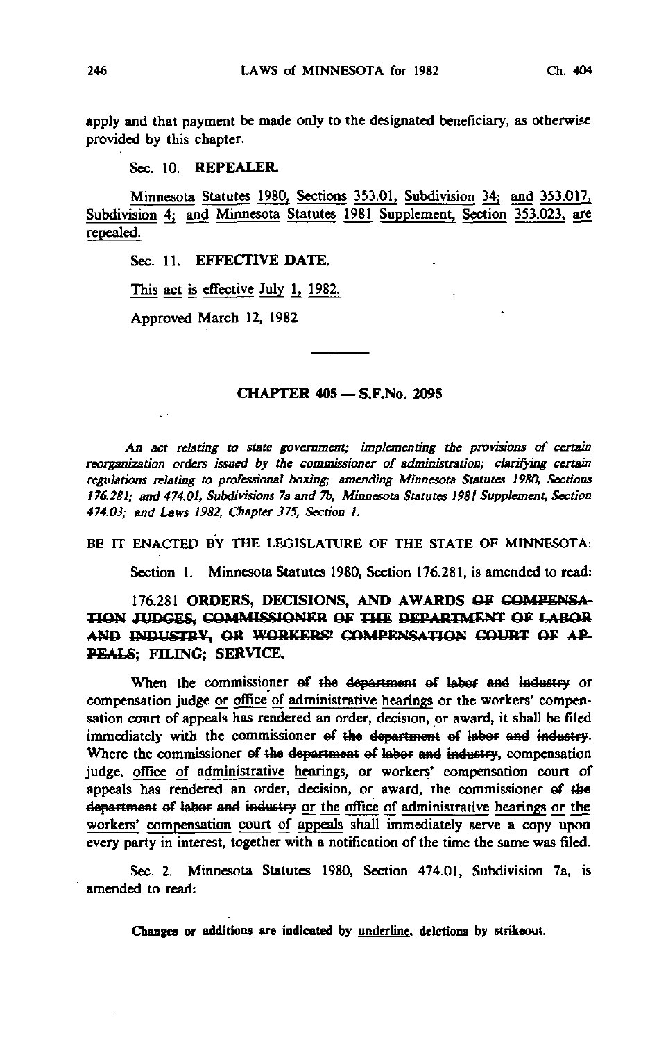apply and that payment be made only to the designated beneficiary, as otherwise provided by this chapter.

Sec. 10. **REPEALER.**

Minnesota Statutes 1980, Sections 353.01, Subdivision 34; and 353.017, Subdivision 4; and Minnesota Statutes 1981 Supplement, Section 353.023, are repealed.

Sec. 11. **EFFECTIVE DATE.**

This act is effective July 1, 1982.

Approved March 12, 1982

## CHAPTER 405 — S.F.No. 2095

*An act relating to state government; implementing the provisions of certain reorganization orders issued by the commissioner of administration; clarifying certain regulations relating to professional boxing; amending Minnesota Statutes 1980, Sections 176.281; and 474.01, Subdivisions 7a and 7b; Minnesota Statutes 1981 Supplement, Section 474.03; and Laws 1982, Chapter 375, Section 1.*

BE IT ENACTED BY THE LEGISLATURE OF THE STATE OF MINNESOTA:

Section 1. Minnesota Statutes 1980, Section 176.281, is amended to read:

176.281 **ORDERS, DECISIONS, AND AWARDS ~~OF COMPENSATION JUDGES, COMMISSIONER OF THE DEPARTMENT OF LABOR AND INDUSTRY, OR WORKERS' COMPENSATION COURT OF APPEALS~~; FILING; SERVICE.**

When the commissioner ~~of the department of labor and industry~~ or compensation judge or office of administrative hearings or the workers' compensation court of appeals has rendered an order, decision, or award, it shall be filed immediately with the commissioner ~~of the department of labor and industry~~. Where the commissioner ~~of the department of labor and industry~~, compensation judge, office of administrative hearings, or workers' compensation court of appeals has rendered an order, decision, or award, the commissioner ~~of the department of labor and industry~~ or the office of administrative hearings or the workers' compensation court of appeals shall immediately serve a copy upon every party in interest, together with a notification of the time the same was filed.

Sec. 2. Minnesota Statutes 1980, Section 474.01, Subdivision 7a, is amended to read:

Changes or additions are indicated by underline, deletions by ~~strikeout~~.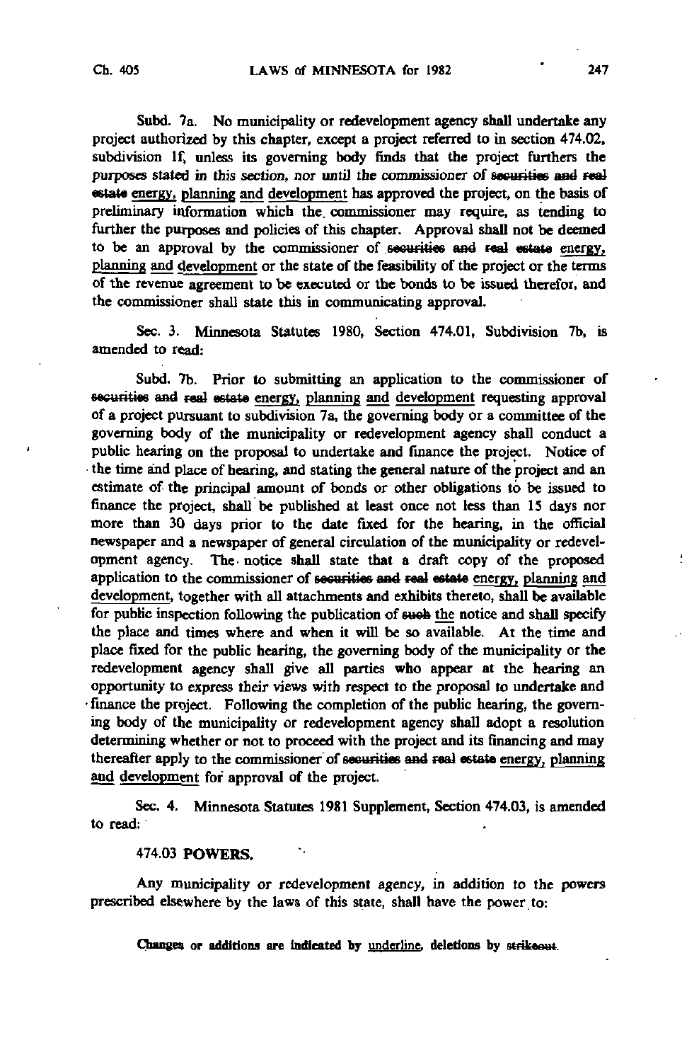Subd. 7a. No municipality or redevelopment agency shall undertake any project authorized by this chapter, except a project referred to in section 474.02, subdivision 1f, unless its governing body finds that the project furthers the purposes stated in this section, nor until the commissioner of ~~securities and real estate~~ energy, planning and development has approved the project, on the basis of preliminary information which the commissioner may require, as tending to further the purposes and policies of this chapter. Approval shall not be deemed to be an approval by the commissioner of ~~securities and real estate~~ energy, planning and development or the state of the feasibility of the project or the terms of the revenue agreement to be executed or the bonds to be issued therefor, and the commissioner shall state this in communicating approval.

Sec. 3. Minnesota Statutes 1980, Section 474.01, Subdivision 7b, is amended to read:

Subd. 7b. Prior to submitting an application to the commissioner of ~~securities and real estate~~ energy, planning and development requesting approval of a project pursuant to subdivision 7a, the governing body or a committee of the governing body of the municipality or redevelopment agency shall conduct a public hearing on the proposal to undertake and finance the project. Notice of the time and place of hearing, and stating the general nature of the project and an estimate of the principal amount of bonds or other obligations to be issued to finance the project, shall be published at least once not less than 15 days nor more than 30 days prior to the date fixed for the hearing, in the official newspaper and a newspaper of general circulation of the municipality or redevelopment agency. The notice shall state that a draft copy of the proposed application to the commissioner of ~~securities and real estate~~ energy, planning and development, together with all attachments and exhibits thereto, shall be available for public inspection following the publication of ~~such~~ the notice and shall specify the place and times where and when it will be so available. At the time and place fixed for the public hearing, the governing body of the municipality or the redevelopment agency shall give all parties who appear at the hearing an opportunity to express their views with respect to the proposal to undertake and finance the project. Following the completion of the public hearing, the governing body of the municipality or redevelopment agency shall adopt a resolution determining whether or not to proceed with the project and its financing and may thereafter apply to the commissioner of ~~securities and real estate~~ energy, planning and development for approval of the project.

Sec. 4. Minnesota Statutes 1981 Supplement, Section 474.03, is amended to read:

474.03 **POWERS.**

Any municipality or redevelopment agency, in addition to the powers prescribed elsewhere by the laws of this state, shall have the power to:

**Changes or additions are indicated by underline, deletions by ~~strikeout~~.**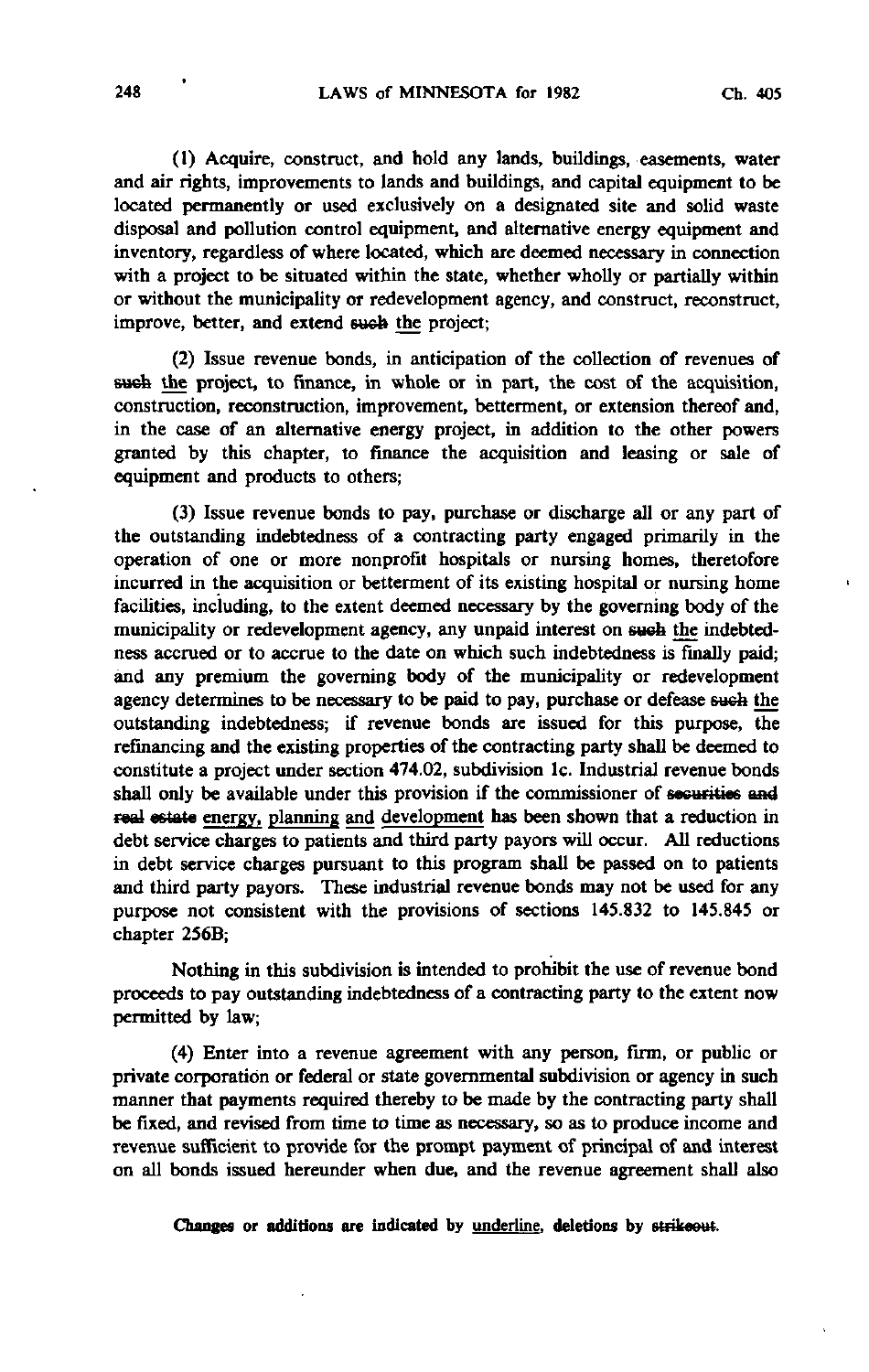(1) Acquire, construct, and hold any lands, buildings, easements, water and air rights, improvements to lands and buildings, and capital equipment to be located permanently or used exclusively on a designated site and solid waste disposal and pollution control equipment, and alternative energy equipment and inventory, regardless of where located, which are deemed necessary in connection with a project to be situated within the state, whether wholly or partially within or without the municipality or redevelopment agency, and construct, reconstruct, improve, better, and extend ~~such~~ <u>the</u> project;

(2) Issue revenue bonds, in anticipation of the collection of revenues of ~~such~~ <u>the</u> project, to finance, in whole or in part, the cost of the acquisition, construction, reconstruction, improvement, betterment, or extension thereof and, in the case of an alternative energy project, in addition to the other powers granted by this chapter, to finance the acquisition and leasing or sale of equipment and products to others;

(3) Issue revenue bonds to pay, purchase or discharge all or any part of the outstanding indebtedness of a contracting party engaged primarily in the operation of one or more nonprofit hospitals or nursing homes, theretofore incurred in the acquisition or betterment of its existing hospital or nursing home facilities, including, to the extent deemed necessary by the governing body of the municipality or redevelopment agency, any unpaid interest on ~~such~~ <u>the</u> indebtedness accrued or to accrue to the date on which such indebtedness is finally paid; and any premium the governing body of the municipality or redevelopment agency determines to be necessary to be paid to pay, purchase or defease ~~such~~ <u>the</u> outstanding indebtedness; if revenue bonds are issued for this purpose, the refinancing and the existing properties of the contracting party shall be deemed to constitute a project under section 474.02, subdivision 1c. Industrial revenue bonds shall only be available under this provision if the commissioner of ~~securities and real estate~~ <u>energy, planning</u> and <u>development</u> has been shown that a reduction in debt service charges to patients and third party payors will occur. All reductions in debt service charges pursuant to this program shall be passed on to patients and third party payors. These industrial revenue bonds may not be used for any purpose not consistent with the provisions of sections 145.832 to 145.845 or chapter 256B;

Nothing in this subdivision is intended to prohibit the use of revenue bond proceeds to pay outstanding indebtedness of a contracting party to the extent now permitted by law;

(4) Enter into a revenue agreement with any person, firm, or public or private corporation or federal or state governmental subdivision or agency in such manner that payments required thereby to be made by the contracting party shall be fixed, and revised from time to time as necessary, so as to produce income and revenue sufficient to provide for the prompt payment of principal of and interest on all bonds issued hereunder when due, and the revenue agreement shall also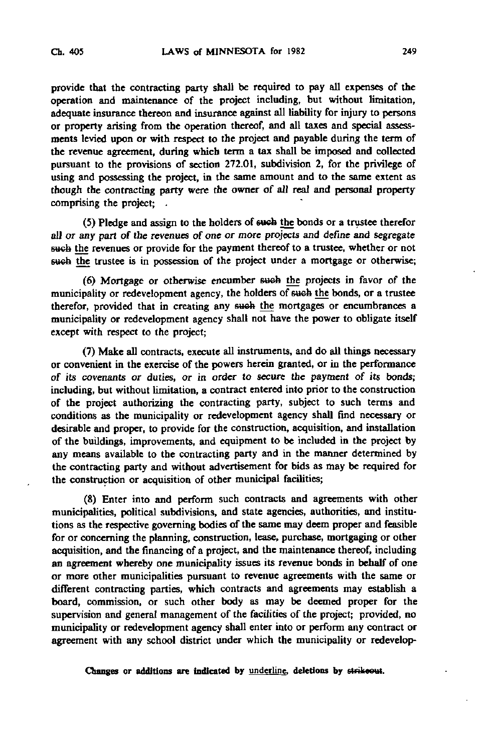provide that the contracting party shall be required to pay all expenses of the operation and maintenance of the project including, but without limitation, adequate insurance thereon and insurance against all liability for injury to persons or property arising from the operation thereof, and all taxes and special assessments levied upon or with respect to the project and payable during the term of the revenue agreement, during which term a tax shall be imposed and collected pursuant to the provisions of section 272.01, subdivision 2, for the privilege of using and possessing the project, in the same amount and to the same extent as though the contracting party were the owner of all real and personal property comprising the project;

(5) Pledge and assign to the holders of ~~such~~ the bonds or a trustee therefor all or any part of the revenues of one or more projects and define and segregate ~~such~~ the revenues or provide for the payment thereof to a trustee, whether or not ~~such~~ the trustee is in possession of the project under a mortgage or otherwise;

(6) Mortgage or otherwise encumber ~~such~~ the projects in favor of the municipality or redevelopment agency, the holders of ~~such~~ the bonds, or a trustee therefor, provided that in creating any ~~such~~ the mortgages or encumbrances a municipality or redevelopment agency shall not have the power to obligate itself except with respect to the project;

(7) Make all contracts, execute all instruments, and do all things necessary or convenient in the exercise of the powers herein granted, or in the performance of its covenants or duties, or in order to secure the payment of its bonds; including, but without limitation, a contract entered into prior to the construction of the project authorizing the contracting party, subject to such terms and conditions as the municipality or redevelopment agency shall find necessary or desirable and proper, to provide for the construction, acquisition, and installation of the buildings, improvements, and equipment to be included in the project by any means available to the contracting party and in the manner determined by the contracting party and without advertisement for bids as may be required for the construction or acquisition of other municipal facilities;

(8) Enter into and perform such contracts and agreements with other municipalities, political subdivisions, and state agencies, authorities, and institutions as the respective governing bodies of the same may deem proper and feasible for or concerning the planning, construction, lease, purchase, mortgaging or other acquisition, and the financing of a project, and the maintenance thereof, including an agreement whereby one municipality issues its revenue bonds in behalf of one or more other municipalities pursuant to revenue agreements with the same or different contracting parties, which contracts and agreements may establish a board, commission, or such other body as may be deemed proper for the supervision and general management of the facilities of the project; provided, no municipality or redevelopment agency shall enter into or perform any contract or agreement with any school district under which the municipality or redevelop-

Changes or additions are indicated by underline, deletions by ~~strikeout~~.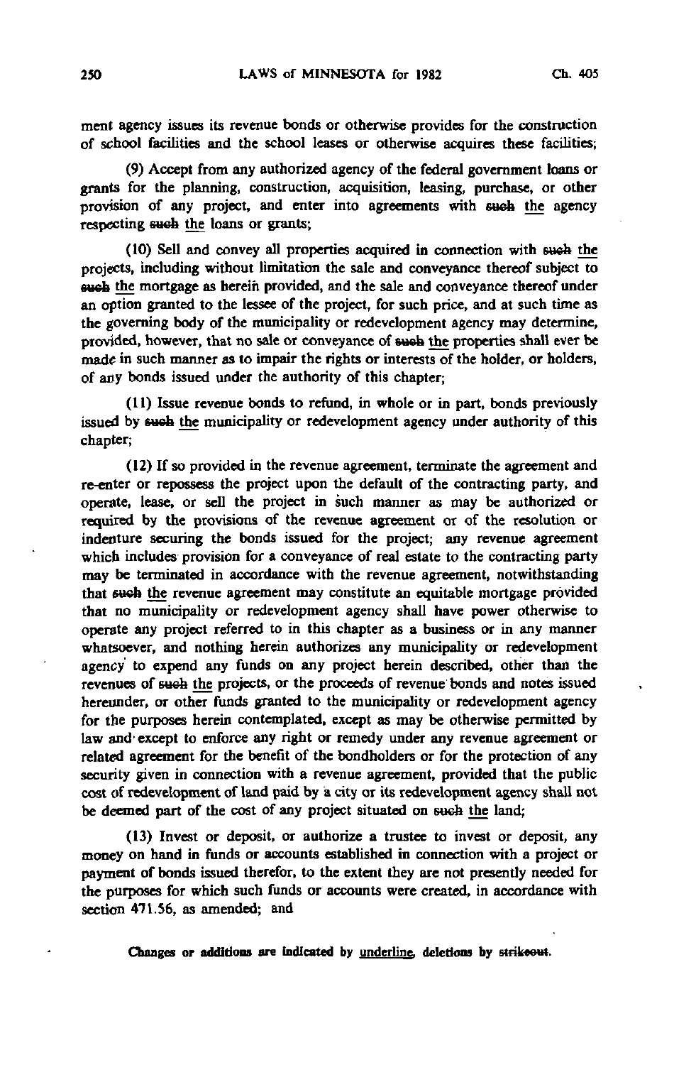ment agency issues its revenue bonds or otherwise provides for the construction of school facilities and the school leases or otherwise acquires these facilities;

(9) Accept from any authorized agency of the federal government loans or grants for the planning, construction, acquisition, leasing, purchase, or other provision of any project, and enter into agreements with ~~such~~ <u>the</u> agency respecting ~~such~~ <u>the</u> loans or grants;

(10) Sell and convey all properties acquired in connection with ~~such~~ <u>the</u> projects, including without limitation the sale and conveyance thereof subject to ~~such~~ <u>the</u> mortgage as herein provided, and the sale and conveyance thereof under an option granted to the lessee of the project, for such price, and at such time as the governing body of the municipality or redevelopment agency may determine, provided, however, that no sale or conveyance of ~~such~~ <u>the</u> properties shall ever be made in such manner as to impair the rights or interests of the holder, or holders, of any bonds issued under the authority of this chapter;

(11) Issue revenue bonds to refund, in whole or in part, bonds previously issued by ~~such~~ <u>the</u> municipality or redevelopment agency under authority of this chapter;

(12) If so provided in the revenue agreement, terminate the agreement and re-enter or repossess the project upon the default of the contracting party, and operate, lease, or sell the project in such manner as may be authorized or required by the provisions of the revenue agreement or of the resolution or indenture securing the bonds issued for the project; any revenue agreement which includes provision for a conveyance of real estate to the contracting party may be terminated in accordance with the revenue agreement, notwithstanding that ~~such~~ <u>the</u> revenue agreement may constitute an equitable mortgage provided that no municipality or redevelopment agency shall have power otherwise to operate any project referred to in this chapter as a business or in any manner whatsoever, and nothing herein authorizes any municipality or redevelopment agency to expend any funds on any project herein described, other than the revenues of ~~such~~ <u>the</u> projects, or the proceeds of revenue bonds and notes issued hereunder, or other funds granted to the municipality or redevelopment agency for the purposes herein contemplated, except as may be otherwise permitted by law and except to enforce any right or remedy under any revenue agreement or related agreement for the benefit of the bondholders or for the protection of any security given in connection with a revenue agreement, provided that the public cost of redevelopment of land paid by a city or its redevelopment agency shall not be deemed part of the cost of any project situated on ~~such~~ <u>the</u> land;

(13) Invest or deposit, or authorize a trustee to invest or deposit, any money on hand in funds or accounts established in connection with a project or payment of bonds issued therefor, to the extent they are not presently needed for the purposes for which such funds or accounts were created, in accordance with section 471.56, as amended; and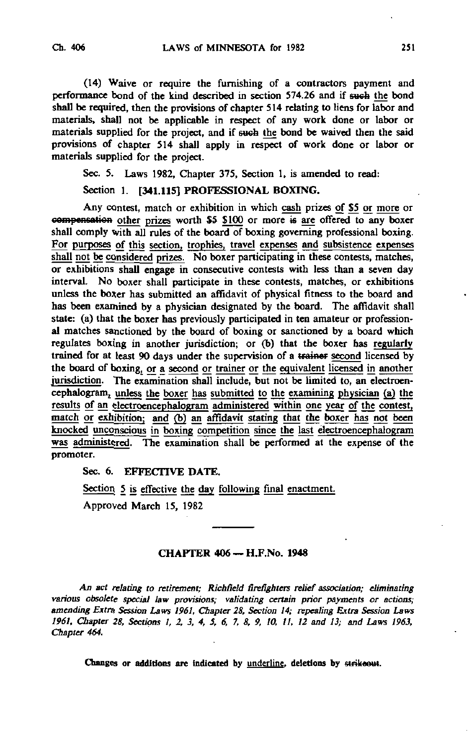(14) Waive or require the furnishing of a contractors payment and performance bond of the kind described in section 574.26 and if ~~such~~ the bond shall be required, then the provisions of chapter 514 relating to liens for labor and materials, shall not be applicable in respect of any work done or labor or materials supplied for the project, and if ~~such~~ the bond be waived then the said provisions of chapter 514 shall apply in respect of work done or labor or materials supplied for the project.

Sec. 5. Laws 1982, Chapter 375, Section 1, is amended to read:

Section 1. **[341.115] PROFESSIONAL BOXING.**

Any contest, match or exhibition in which cash prizes of $5 or more or ~~compensation~~ other prizes worth ~~$5~~ $100 or more ~~is~~ are offered to any boxer shall comply with all rules of the board of boxing governing professional boxing. For purposes of this section, trophies, travel expenses and subsistence expenses shall not be considered prizes. No boxer participating in these contests, matches, or exhibitions shall engage in consecutive contests with less than a seven day interval. No boxer shall participate in these contests, matches, or exhibitions unless the boxer has submitted an affidavit of physical fitness to the board and has been examined by a physician designated by the board. The affidavit shall state: (a) that the boxer has previously participated in ten amateur or professional matches sanctioned by the board of boxing or sanctioned by a board which regulates boxing in another jurisdiction; or (b) that the boxer has regularly trained for at least 90 days under the supervision of a ~~trainer~~ second licensed by the board of boxing, or a second or trainer or the equivalent licensed in another jurisdiction. The examination shall include, but not be limited to, an electroencephalogram, unless the boxer has submitted to the examining physician (a) the results of an electroencephalogram administered within one year of the contest, match or exhibition; and (b) an affidavit stating that the boxer has not been knocked unconscious in boxing competition since the last electroencephalogram was administered. The examination shall be performed at the expense of the promoter.

Sec. 6. **EFFECTIVE DATE.**

Section 5 is effective the day following final enactment.

Approved March 15, 1982

---

## CHAPTER 406 — H.F.No. 1948

*An act relating to retirement; Richfield firefighters relief association; eliminating various obsolete special law provisions; validating certain prior payments or actions; amending Extra Session Laws 1961, Chapter 28, Section 14; repealing Extra Session Laws 1961, Chapter 28, Sections 1, 2, 3, 4, 5, 6, 7, 8, 9, 10, 11, 12 and 13; and Laws 1963, Chapter 464.*

**Changes or additions are indicated by underline, deletions by ~~strikeout~~.**